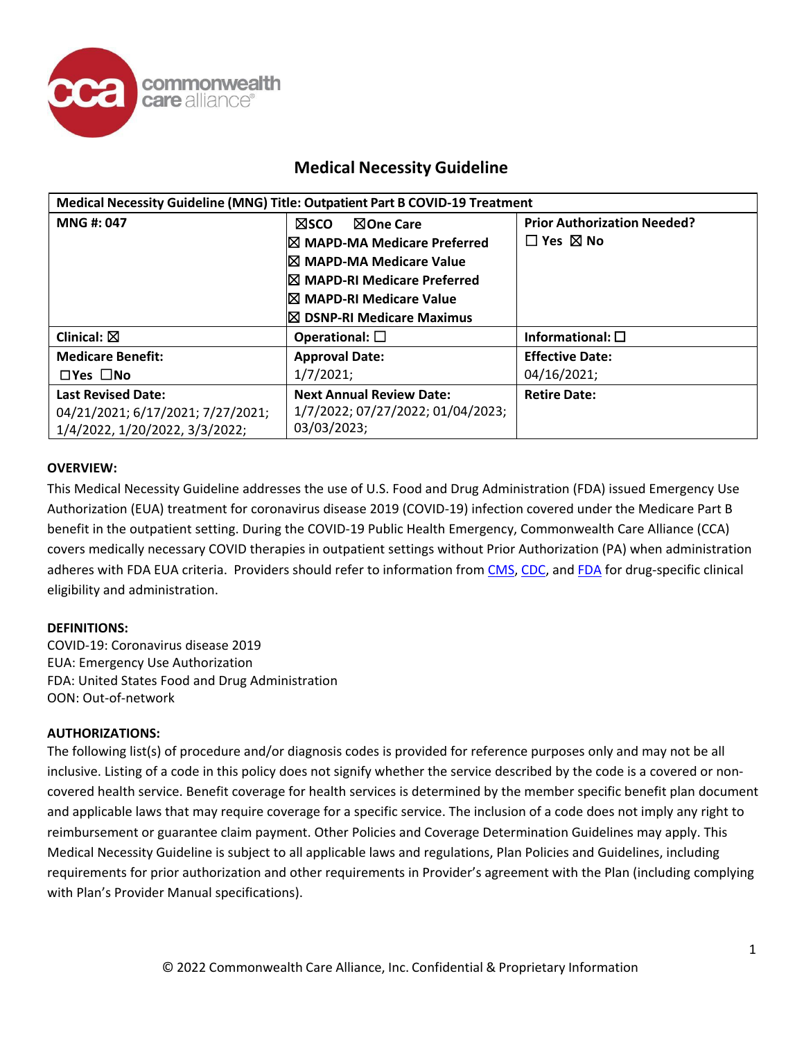# Medical Necessity Guideline

| Medical Necessity Guideline (MNG) Title: Outpatient Part B COVID-19 Treatment | | |
|---|---|---|
| **MNG #: 047** | ☒SCO ☒One Care<br>☒ MAPD-MA Medicare Preferred<br>☒ MAPD-MA Medicare Value<br>☒ MAPD-RI Medicare Preferred<br>☒ MAPD-RI Medicare Value<br>☒ DSNP-RI Medicare Maximus | **Prior Authorization Needed?**<br>☐ Yes ☒ No |
| **Clinical:** ☒ | **Operational:** ☐ | **Informational:** ☐ |
| **Medicare Benefit:**<br>☐Yes ☐No | **Approval Date:**<br>1/7/2021; | **Effective Date:**<br>04/16/2021; |
| **Last Revised Date:**<br>04/21/2021; 6/17/2021; 7/27/2021; 1/4/2022, 1/20/2022, 3/3/2022; | **Next Annual Review Date:**<br>1/7/2022; 07/27/2022; 01/04/2023; 03/03/2023; | **Retire Date:** |

**OVERVIEW:**

This Medical Necessity Guideline addresses the use of U.S. Food and Drug Administration (FDA) issued Emergency Use Authorization (EUA) treatment for coronavirus disease 2019 (COVID-19) infection covered under the Medicare Part B benefit in the outpatient setting. During the COVID-19 Public Health Emergency, Commonwealth Care Alliance (CCA) covers medically necessary COVID therapies in outpatient settings without Prior Authorization (PA) when administration adheres with FDA EUA criteria. Providers should refer to information from CMS, CDC, and FDA for drug-specific clinical eligibility and administration.

**DEFINITIONS:**

COVID-19: Coronavirus disease 2019
EUA: Emergency Use Authorization
FDA: United States Food and Drug Administration
OON: Out-of-network

**AUTHORIZATIONS:**

The following list(s) of procedure and/or diagnosis codes is provided for reference purposes only and may not be all inclusive. Listing of a code in this policy does not signify whether the service described by the code is a covered or non-covered health service. Benefit coverage for health services is determined by the member specific benefit plan document and applicable laws that may require coverage for a specific service. The inclusion of a code does not imply any right to reimbursement or guarantee claim payment. Other Policies and Coverage Determination Guidelines may apply. This Medical Necessity Guideline is subject to all applicable laws and regulations, Plan Policies and Guidelines, including requirements for prior authorization and other requirements in Provider's agreement with the Plan (including complying with Plan's Provider Manual specifications).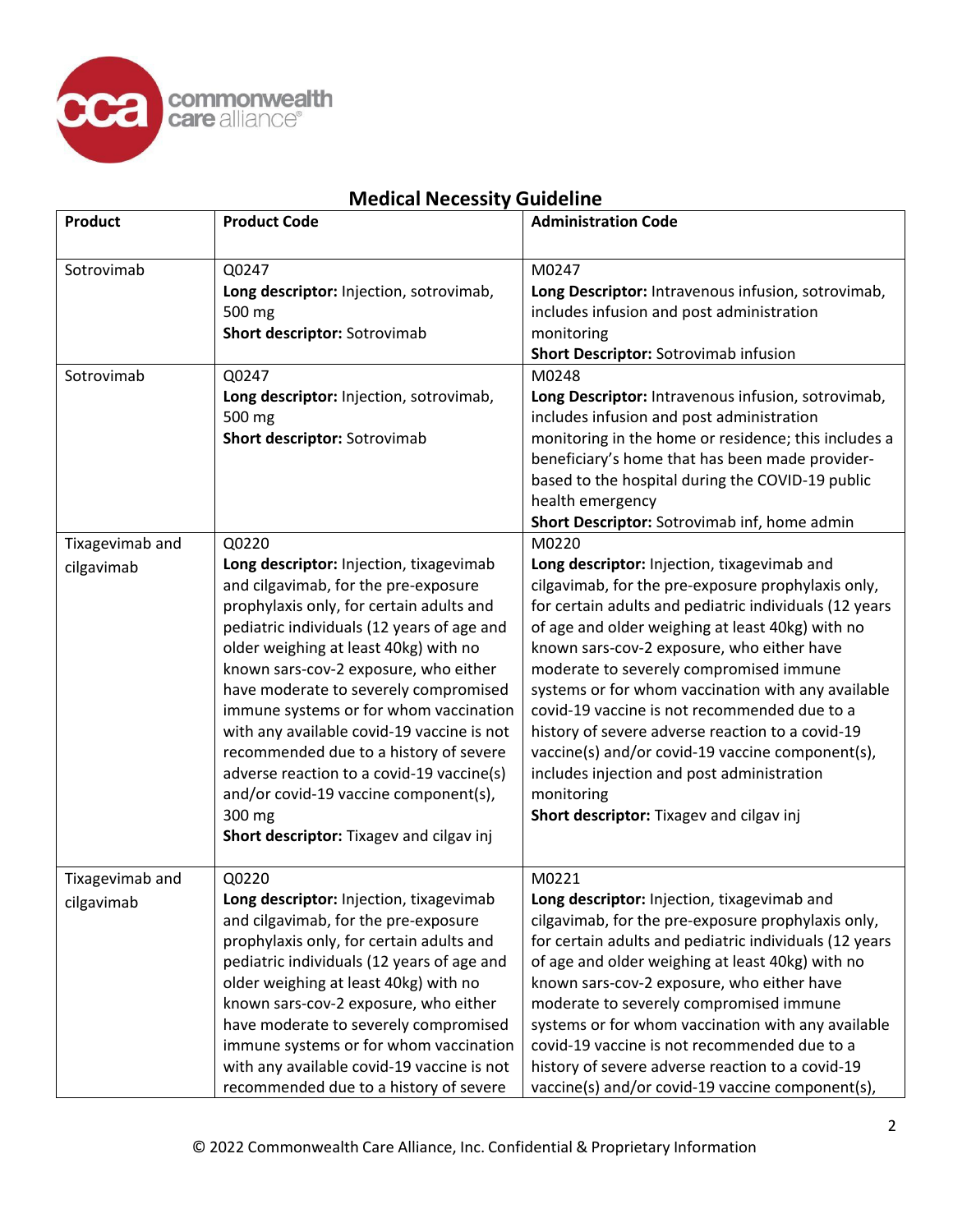## Medical Necessity Guideline

| Product | Product Code | Administration Code |
|---|---|---|
| Sotrovimab | Q0247<br>**Long descriptor:** Injection, sotrovimab, 500 mg<br>**Short descriptor:** Sotrovimab | M0247<br>**Long Descriptor:** Intravenous infusion, sotrovimab, includes infusion and post administration monitoring<br>**Short Descriptor:** Sotrovimab infusion |
| Sotrovimab | Q0247<br>**Long descriptor:** Injection, sotrovimab, 500 mg<br>**Short descriptor:** Sotrovimab | M0248<br>**Long Descriptor:** Intravenous infusion, sotrovimab, includes infusion and post administration monitoring in the home or residence; this includes a beneficiary's home that has been made provider-based to the hospital during the COVID-19 public health emergency<br>**Short Descriptor:** Sotrovimab inf, home admin |
| Tixagevimab and cilgavimab | Q0220<br>**Long descriptor:** Injection, tixagevimab and cilgavimab, for the pre-exposure prophylaxis only, for certain adults and pediatric individuals (12 years of age and older weighing at least 40kg) with no known sars-cov-2 exposure, who either have moderate to severely compromised immune systems or for whom vaccination with any available covid-19 vaccine is not recommended due to a history of severe adverse reaction to a covid-19 vaccine(s) and/or covid-19 vaccine component(s), 300 mg<br>**Short descriptor:** Tixagev and cilgav inj | M0220<br>**Long descriptor:** Injection, tixagevimab and cilgavimab, for the pre-exposure prophylaxis only, for certain adults and pediatric individuals (12 years of age and older weighing at least 40kg) with no known sars-cov-2 exposure, who either have moderate to severely compromised immune systems or for whom vaccination with any available covid-19 vaccine is not recommended due to a history of severe adverse reaction to a covid-19 vaccine(s) and/or covid-19 vaccine component(s), includes injection and post administration monitoring<br>**Short descriptor:** Tixagev and cilgav inj |
| Tixagevimab and cilgavimab | Q0220<br>**Long descriptor:** Injection, tixagevimab and cilgavimab, for the pre-exposure prophylaxis only, for certain adults and pediatric individuals (12 years of age and older weighing at least 40kg) with no known sars-cov-2 exposure, who either have moderate to severely compromised immune systems or for whom vaccination with any available covid-19 vaccine is not recommended due to a history of severe | M0221<br>**Long descriptor:** Injection, tixagevimab and cilgavimab, for the pre-exposure prophylaxis only, for certain adults and pediatric individuals (12 years of age and older weighing at least 40kg) with no known sars-cov-2 exposure, who either have moderate to severely compromised immune systems or for whom vaccination with any available covid-19 vaccine is not recommended due to a history of severe adverse reaction to a covid-19 vaccine(s) and/or covid-19 vaccine component(s), |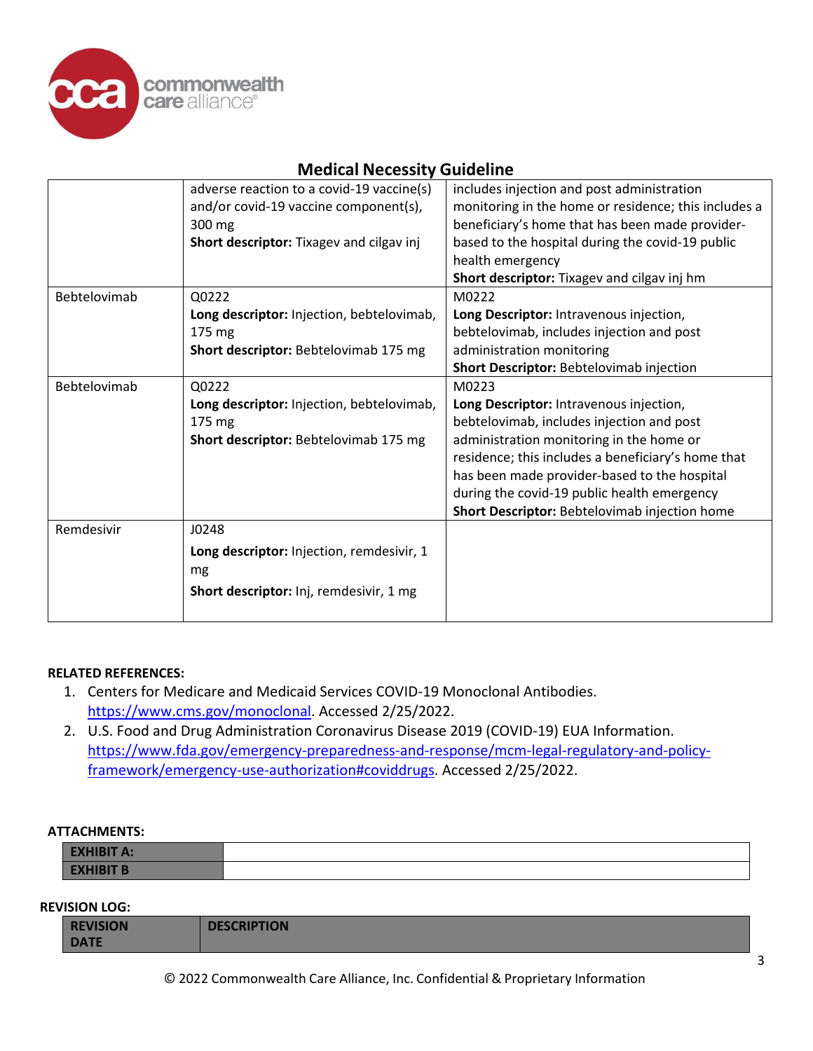## Medical Necessity Guideline

| | | |
|---|---|---|
| | adverse reaction to a covid-19 vaccine(s) and/or covid-19 vaccine component(s), 300 mg<br>**Short descriptor:** Tixagev and cilgav inj | includes injection and post administration monitoring in the home or residence; this includes a beneficiary's home that has been made provider-based to the hospital during the covid-19 public health emergency<br>**Short descriptor:** Tixagev and cilgav inj hm |
| Bebtelovimab | Q0222<br>**Long descriptor:** Injection, bebtelovimab, 175 mg<br>**Short descriptor:** Bebtelovimab 175 mg | M0222<br>**Long Descriptor:** Intravenous injection, bebtelovimab, includes injection and post administration monitoring<br>**Short Descriptor:** Bebtelovimab injection |
| Bebtelovimab | Q0222<br>**Long descriptor:** Injection, bebtelovimab, 175 mg<br>**Short descriptor:** Bebtelovimab 175 mg | M0223<br>**Long Descriptor:** Intravenous injection, bebtelovimab, includes injection and post administration monitoring in the home or residence; this includes a beneficiary's home that has been made provider-based to the hospital during the covid-19 public health emergency<br>**Short Descriptor:** Bebtelovimab injection home |
| Remdesivir | J0248<br>**Long descriptor:** Injection, remdesivir, 1 mg<br>**Short descriptor:** Inj, remdesivir, 1 mg | |

**RELATED REFERENCES:**

1. Centers for Medicare and Medicaid Services COVID-19 Monoclonal Antibodies. https://www.cms.gov/monoclonal. Accessed 2/25/2022.
2. U.S. Food and Drug Administration Coronavirus Disease 2019 (COVID-19) EUA Information. https://www.fda.gov/emergency-preparedness-and-response/mcm-legal-regulatory-and-policy-framework/emergency-use-authorization#coviddrugs. Accessed 2/25/2022.

**ATTACHMENTS:**

| | |
|---|---|
| **EXHIBIT A:** | |
| **EXHIBIT B** | |

**REVISION LOG:**

| REVISION DATE | DESCRIPTION |
|---|---|

© 2022 Commonwealth Care Alliance, Inc. Confidential & Proprietary Information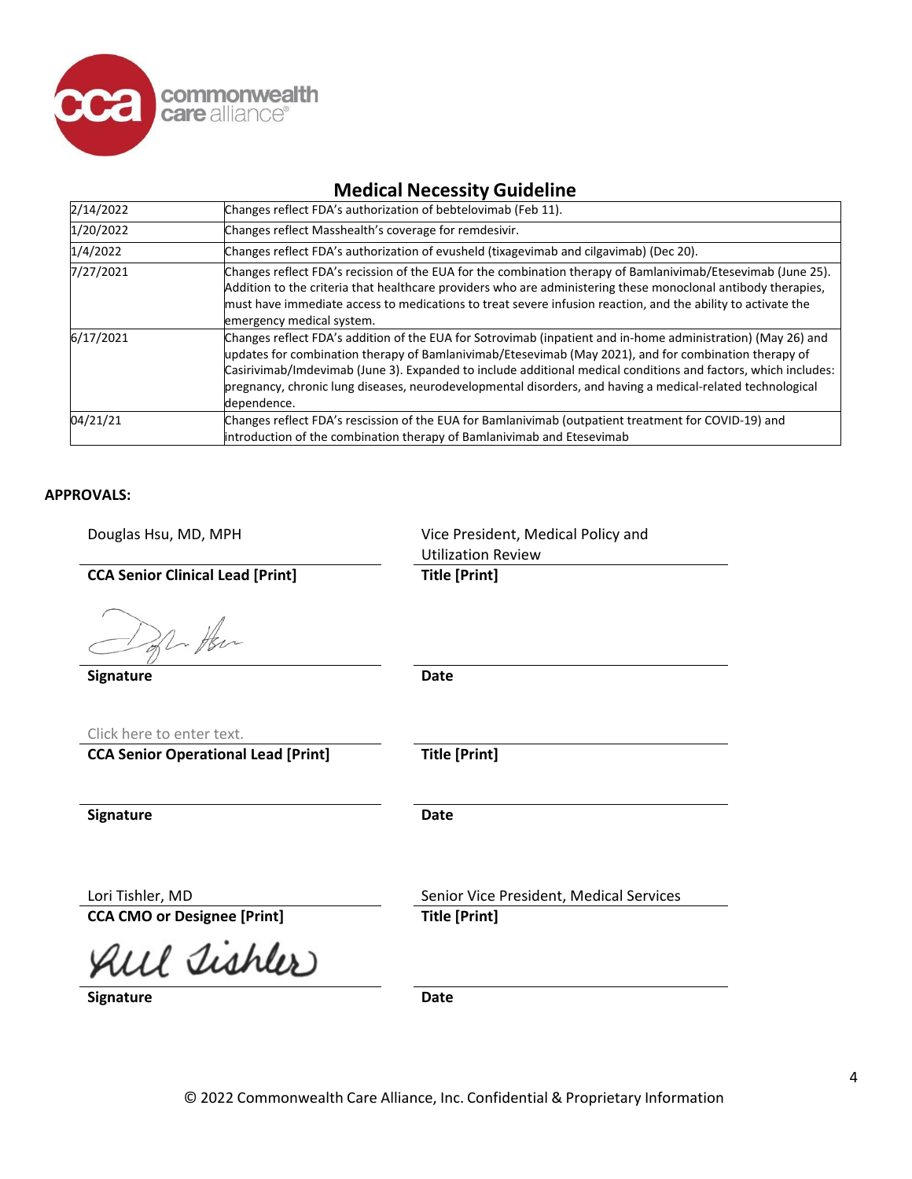## Medical Necessity Guideline

| | |
|---|---|
| 2/14/2022 | Changes reflect FDA's authorization of bebtelovimab (Feb 11). |
| 1/20/2022 | Changes reflect Masshealth's coverage for remdesivir. |
| 1/4/2022 | Changes reflect FDA's authorization of evusheld (tixagevimab and cilgavimab) (Dec 20). |
| 7/27/2021 | Changes reflect FDA's recission of the EUA for the combination therapy of Bamlanivimab/Etesevimab (June 25). Addition to the criteria that healthcare providers who are administering these monoclonal antibody therapies, must have immediate access to medications to treat severe infusion reaction, and the ability to activate the emergency medical system. |
| 6/17/2021 | Changes reflect FDA's addition of the EUA for Sotrovimab (inpatient and in-home administration) (May 26) and updates for combination therapy of Bamlanivimab/Etesevimab (May 2021), and for combination therapy of Casirivimab/Imdevimab (June 3). Expanded to include additional medical conditions and factors, which includes: pregnancy, chronic lung diseases, neurodevelopmental disorders, and having a medical-related technological dependence. |
| 04/21/21 | Changes reflect FDA's rescission of the EUA for Bamlanivimab (outpatient treatment for COVID-19) and introduction of the combination therapy of Bamlanivimab and Etesevimab |

**APPROVALS:**

Douglas Hsu, MD, MPH
**CCA Senior Clinical Lead [Print]**

Vice President, Medical Policy and Utilization Review
**Title [Print]**

**Signature**

**Date**

Click here to enter text.
**CCA Senior Operational Lead [Print]**

**Title [Print]**

**Signature**

**Date**

Lori Tishler, MD
**CCA CMO or Designee [Print]**

Senior Vice President, Medical Services
**Title [Print]**

**Signature**

**Date**

© 2022 Commonwealth Care Alliance, Inc. Confidential & Proprietary Information